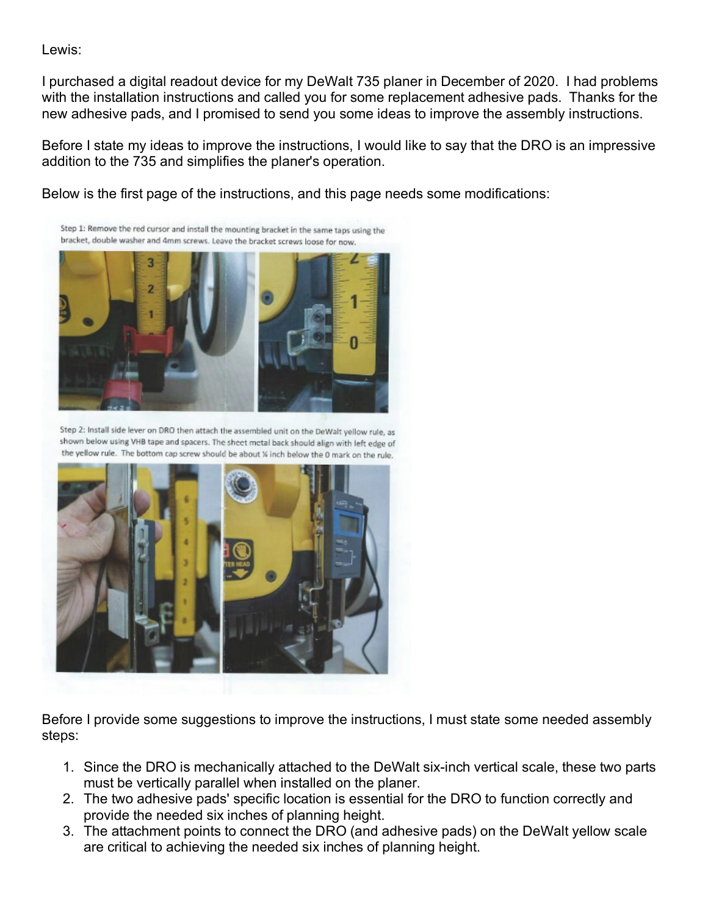Lewis:

I purchased a digital readout device for my DeWalt 735 planer in December of 2020. I had problems with the installation instructions and called you for some replacement adhesive pads. Thanks for the new adhesive pads, and I promised to send you some ideas to improve the assembly instructions.

Before I state my ideas to improve the instructions, I would like to say that the DRO is an impressive addition to the 735 and simplifies the planer's operation.

Below is the first page of the instructions, and this page needs some modifications:

> Step 1: Remove the red cursor and install the mounting bracket in the same taps using the bracket, double washer and 4mm screws. Leave the bracket screws loose for now.
>
> Step 2: Install side lever on DRO then attach the assembled unit on the DeWalt yellow rule, as shown below using VHB tape and spacers. The sheet metal back should align with left edge of the yellow rule. The bottom cap screw should be about ¼ inch below the 0 mark on the rule.

Before I provide some suggestions to improve the instructions, I must state some needed assembly steps:

1. Since the DRO is mechanically attached to the DeWalt six-inch vertical scale, these two parts must be vertically parallel when installed on the planer.
2. The two adhesive pads' specific location is essential for the DRO to function correctly and provide the needed six inches of planning height.
3. The attachment points to connect the DRO (and adhesive pads) on the DeWalt yellow scale are critical to achieving the needed six inches of planning height.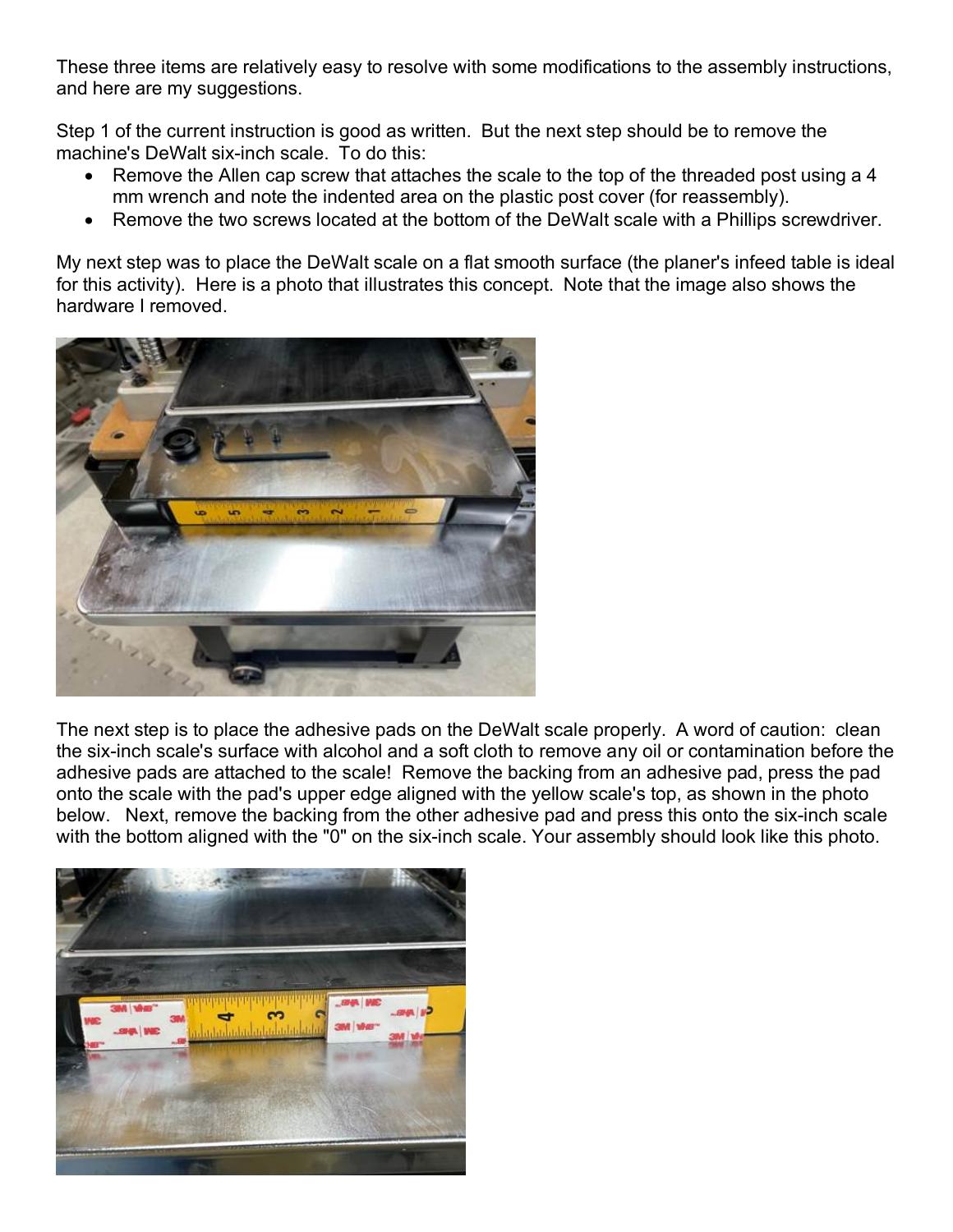These three items are relatively easy to resolve with some modifications to the assembly instructions, and here are my suggestions.

Step 1 of the current instruction is good as written. But the next step should be to remove the machine's DeWalt six-inch scale. To do this:

- Remove the Allen cap screw that attaches the scale to the top of the threaded post using a 4 mm wrench and note the indented area on the plastic post cover (for reassembly).
- Remove the two screws located at the bottom of the DeWalt scale with a Phillips screwdriver.

My next step was to place the DeWalt scale on a flat smooth surface (the planer's infeed table is ideal for this activity). Here is a photo that illustrates this concept. Note that the image also shows the hardware I removed.

The next step is to place the adhesive pads on the DeWalt scale properly. A word of caution: clean the six-inch scale's surface with alcohol and a soft cloth to remove any oil or contamination before the adhesive pads are attached to the scale! Remove the backing from an adhesive pad, press the pad onto the scale with the pad's upper edge aligned with the yellow scale's top, as shown in the photo below. Next, remove the backing from the other adhesive pad and press this onto the six-inch scale with the bottom aligned with the "0" on the six-inch scale. Your assembly should look like this photo.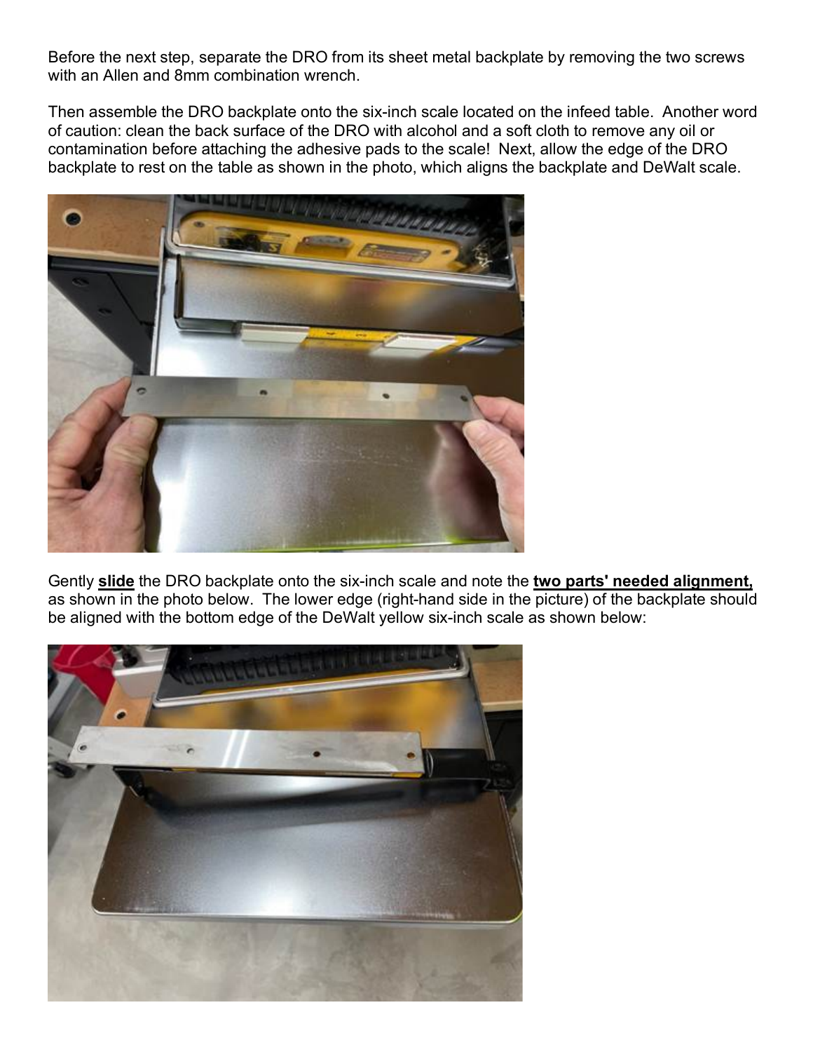Before the next step, separate the DRO from its sheet metal backplate by removing the two screws with an Allen and 8mm combination wrench.

Then assemble the DRO backplate onto the six-inch scale located on the infeed table. Another word of caution: clean the back surface of the DRO with alcohol and a soft cloth to remove any oil or contamination before attaching the adhesive pads to the scale! Next, allow the edge of the DRO backplate to rest on the table as shown in the photo, which aligns the backplate and DeWalt scale.

Gently **slide** the DRO backplate onto the six-inch scale and note the **two parts' needed alignment,** as shown in the photo below. The lower edge (right-hand side in the picture) of the backplate should be aligned with the bottom edge of the DeWalt yellow six-inch scale as shown below: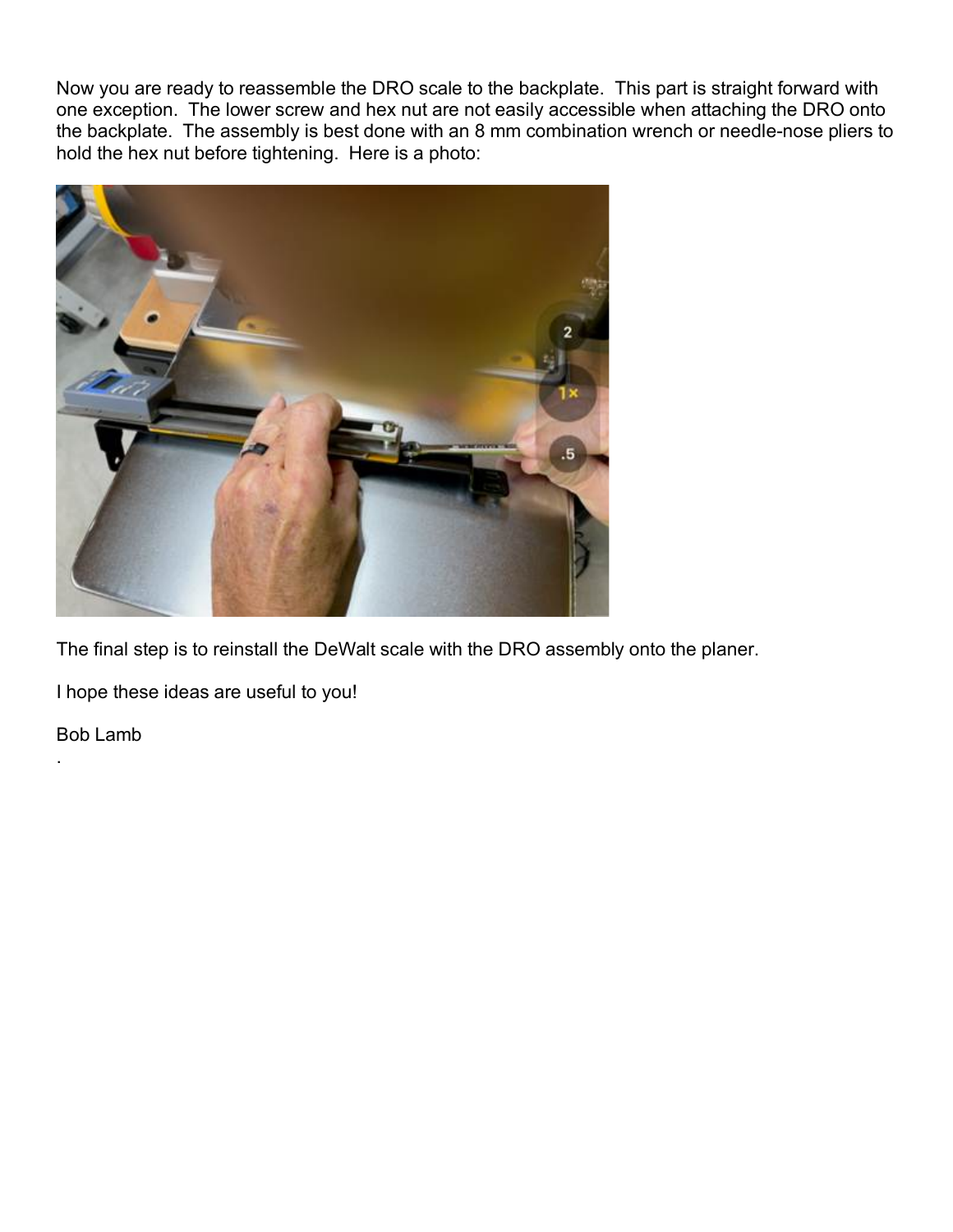Now you are ready to reassemble the DRO scale to the backplate. This part is straight forward with one exception. The lower screw and hex nut are not easily accessible when attaching the DRO onto the backplate. The assembly is best done with an 8 mm combination wrench or needle-nose pliers to hold the hex nut before tightening. Here is a photo:

The final step is to reinstall the DeWalt scale with the DRO assembly onto the planer.

I hope these ideas are useful to you!

Bob Lamb

.